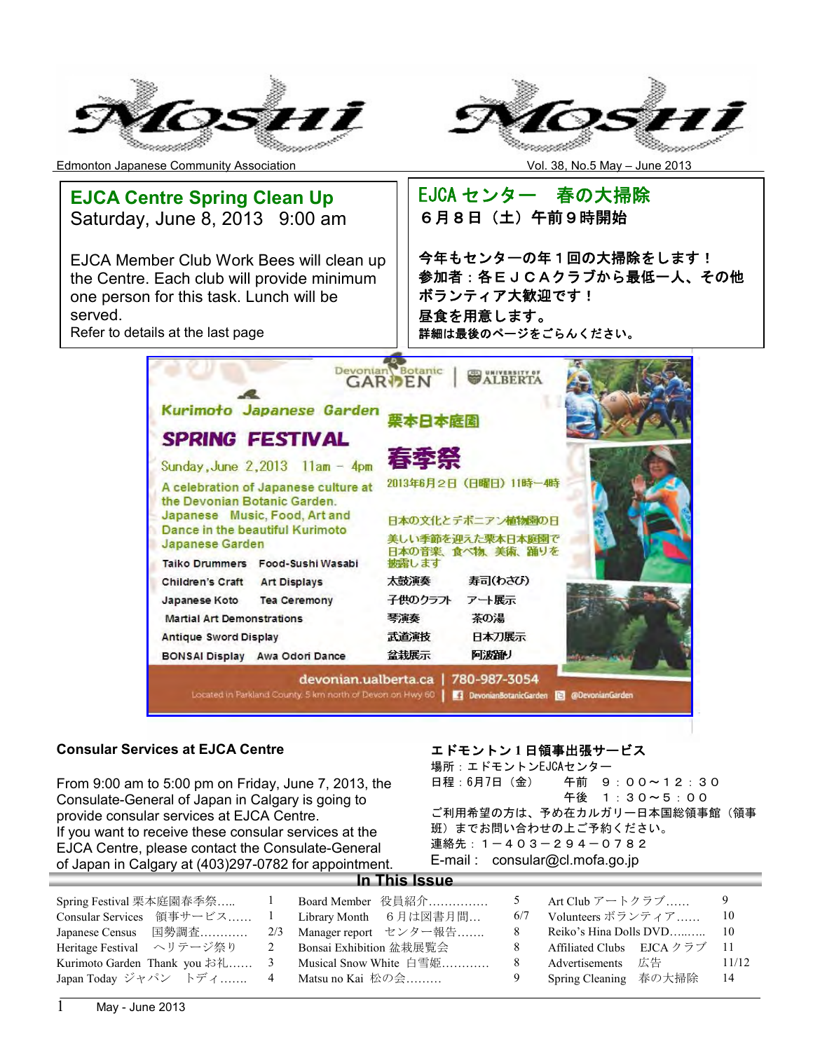# Moshi

Edmonton Japanese Community Association

Vol. 38, No.5 May – June 2013

## EJCA Centre Spring Clean Up

Saturday, June 8, 2013 9:00 am

EJCA Member Club Work Bees will clean up the Centre. Each club will provide minimum one person for this task. Lunch will be served.
Refer to details at the last page

## EJCA センター　春の大掃除

**６月８日（土）午前９時開始**

**今年もセンターの年１回の大掃除をします！**
**参加者：各ＥＪＣＡクラブから最低一人、その他ボランティア大歓迎です！**
**昼食を用意します。**
**詳細は最後のページをごらんください。**

---

Devonian Botanic Garden | University of Alberta

## Kurimoto Japanese Garden SPRING FESTIVAL

## 栗本日本庭園 春季祭

Sunday, June 2, 2013 11am – 4pm

2013年6月2日（日曜日）11時ー4時

A celebration of Japanese culture at the Devonian Botanic Garden. Japanese Music, Food, Art and Dance in the beautiful Kurimoto Japanese Garden

日本の文化とデボニアン植物園の日
美しい季節を迎えた栗本日本庭園で日本の音楽、食べ物、美術、踊りを披露します

| | | | |
|---|---|---|---|
| Taiko Drummers | Food-Sushi Wasabi | 太鼓演奏 | 寿司(わさび) |
| Children's Craft | Art Displays | 子供のクラフト | アート展示 |
| Japanese Koto | Tea Ceremony | 琴演奏 | 茶の湯 |
| Martial Art Demonstrations | | 武道演技 | |
| Antique Sword Display | | | 日本刀展示 |
| BONSAI Display | Awa Odori Dance | 盆栽展示 | 阿波踊り |

devonian.ualberta.ca | 780-987-3054

Located in Parkland County, 5 km north of Devon on Hwy 60 | DevonianBotanicGarden | @DevonianGarden

---

### Consular Services at EJCA Centre

From 9:00 am to 5:00 pm on Friday, June 7, 2013, the Consulate-General of Japan in Calgary is going to provide consular services at EJCA Centre.
If you want to receive these consular services at the EJCA Centre, please contact the Consulate-General of Japan in Calgary at (403)297-0782 for appointment.

### エドモントン１日領事出張サービス

場所：エドモントンEJCAセンター
日程：6月7日（金）　午前　９：００～１２：３０
　　　　　　　　　　午後　１：３０～５：００
ご利用希望の方は、予め在カルガリー日本国総領事館（領事班）までお問い合わせの上ご予約ください。
連絡先：１－４０３－２９４－０７８２
E-mail : consular@cl.mofa.go.jp

### In This Issue

| | | | | | |
|---|---|---|---|---|---|
| Spring Festival 栗本庭園春季祭….. | 1 | Board Member 役員紹介…………… | 5 | Art Club アートクラブ…… | 9 |
| Consular Services 領事サービス…… | 1 | Library Month ６月は図書月間… | 6/7 | Volunteers ボランティア…… | 10 |
| Japanese Census 国勢調査………… | 2/3 | Manager report センター報告……. | 8 | Reiko's Hina Dolls DVD…..….. | 10 |
| Heritage Festival ヘリテージ祭り | 2 | Bonsai Exhibition 盆栽展覧会 | 8 | Affiliated Clubs EJCA クラブ | 11 |
| Kurimoto Garden Thank you お礼…… | 3 | Musical Snow White 白雪姫………… | 8 | Advertisements 広告 | 11/12 |
| Japan Today ジャパン トディ……. | 4 | Matsu no Kai 松の会……… | 9 | Spring Cleaning 春の大掃除 | 14 |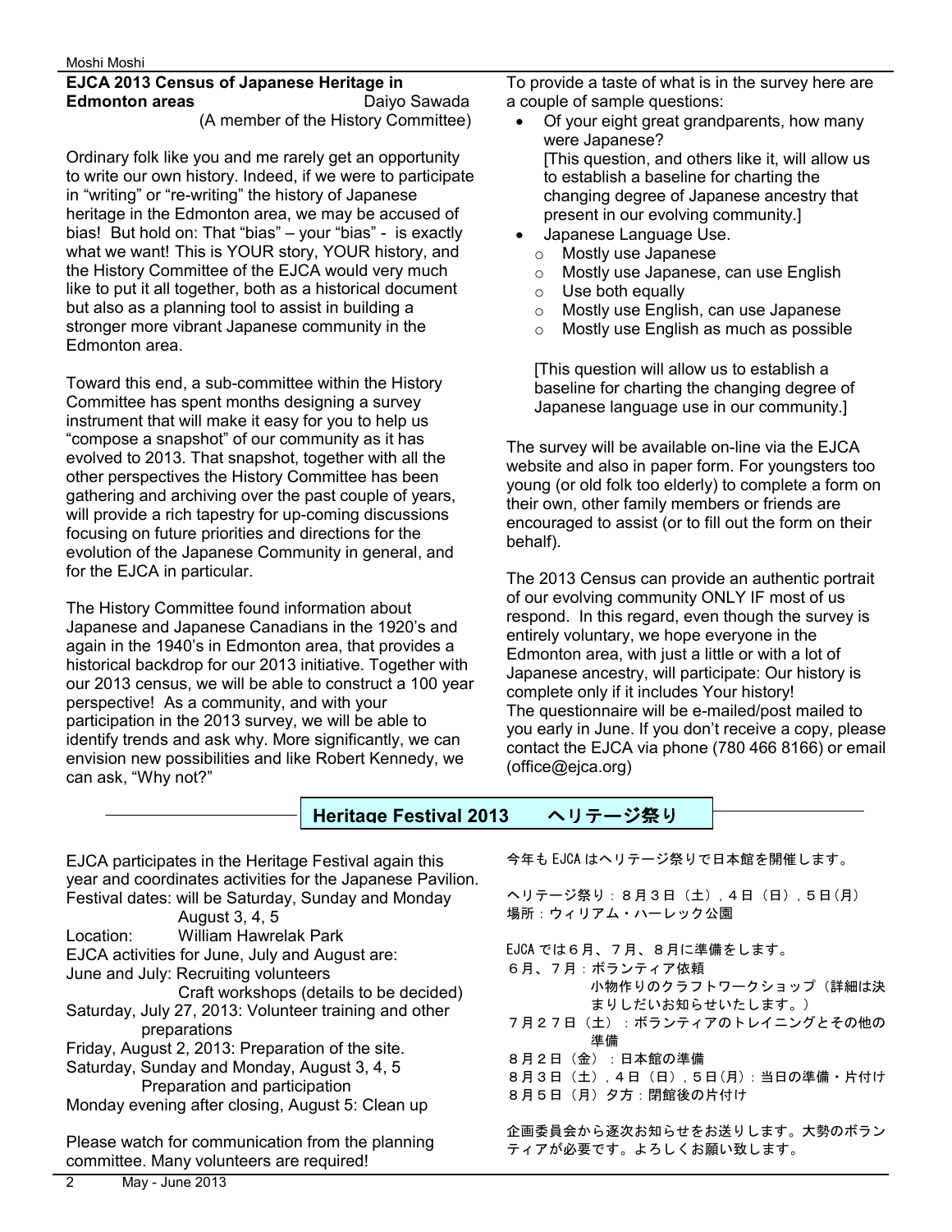## EJCA 2013 Census of Japanese Heritage in Edmonton areas

Daiyo Sawada
(A member of the History Committee)

Ordinary folk like you and me rarely get an opportunity to write our own history. Indeed, if we were to participate in "writing" or "re-writing" the history of Japanese heritage in the Edmonton area, we may be accused of bias! But hold on: That "bias" – your "bias" - is exactly what we want! This is YOUR story, YOUR history, and the History Committee of the EJCA would very much like to put it all together, both as a historical document but also as a planning tool to assist in building a stronger more vibrant Japanese community in the Edmonton area.

Toward this end, a sub-committee within the History Committee has spent months designing a survey instrument that will make it easy for you to help us "compose a snapshot" of our community as it has evolved to 2013. That snapshot, together with all the other perspectives the History Committee has been gathering and archiving over the past couple of years, will provide a rich tapestry for up-coming discussions focusing on future priorities and directions for the evolution of the Japanese Community in general, and for the EJCA in particular.

The History Committee found information about Japanese and Japanese Canadians in the 1920's and again in the 1940's in Edmonton area, that provides a historical backdrop for our 2013 initiative. Together with our 2013 census, we will be able to construct a 100 year perspective! As a community, and with your participation in the 2013 survey, we will be able to identify trends and ask why. More significantly, we can envision new possibilities and like Robert Kennedy, we can ask, "Why not?"

To provide a taste of what is in the survey here are a couple of sample questions:

- Of your eight great grandparents, how many were Japanese?
  [This question, and others like it, will allow us to establish a baseline for charting the changing degree of Japanese ancestry that present in our evolving community.]
- Japanese Language Use.
  - Mostly use Japanese
  - Mostly use Japanese, can use English
  - Use both equally
  - Mostly use English, can use Japanese
  - Mostly use English as much as possible

  [This question will allow us to establish a baseline for charting the changing degree of Japanese language use in our community.]

The survey will be available on-line via the EJCA website and also in paper form. For youngsters too young (or old folk too elderly) to complete a form on their own, other family members or friends are encouraged to assist (or to fill out the form on their behalf).

The 2013 Census can provide an authentic portrait of our evolving community ONLY IF most of us respond. In this regard, even though the survey is entirely voluntary, we hope everyone in the Edmonton area, with just a little or with a lot of Japanese ancestry, will participate: Our history is complete only if it includes Your history!
The questionnaire will be e-mailed/post mailed to you early in June. If you don't receive a copy, please contact the EJCA via phone (780 466 8166) or email (office@ejca.org)

## Heritage Festival 2013 ヘリテージ祭り

EJCA participates in the Heritage Festival again this year and coordinates activities for the Japanese Pavilion.
Festival dates: will be Saturday, Sunday and Monday August 3, 4, 5
Location: William Hawrelak Park
EJCA activities for June, July and August are:
June and July: Recruiting volunteers
Craft workshops (details to be decided)
Saturday, July 27, 2013: Volunteer training and other preparations
Friday, August 2, 2013: Preparation of the site.
Saturday, Sunday and Monday, August 3, 4, 5
Preparation and participation
Monday evening after closing, August 5: Clean up

Please watch for communication from the planning committee. Many volunteers are required!

今年もEJCAはヘリテージ祭りで日本館を開催します。

ヘリテージ祭り：８月３日（土）, ４日（日）, ５日(月)
場所：ウィリアム・ハーレック公園

EJCAでは６月、７月、８月に準備をします。
６月、７月：ボランティア依頼
小物作りのクラフトワークショップ（詳細は決まりしだいお知らせいたします。）
７月２７日（土）：ボランティアのトレイニングとその他の準備
８月２日（金）：日本館の準備
８月３日（土）, ４日（日）, ５日(月)：当日の準備・片付け
８月５日（月）夕方：閉館後の片付け

企画委員会から逐次お知らせをお送りします。大勢のボランティアが必要です。よろしくお願い致します。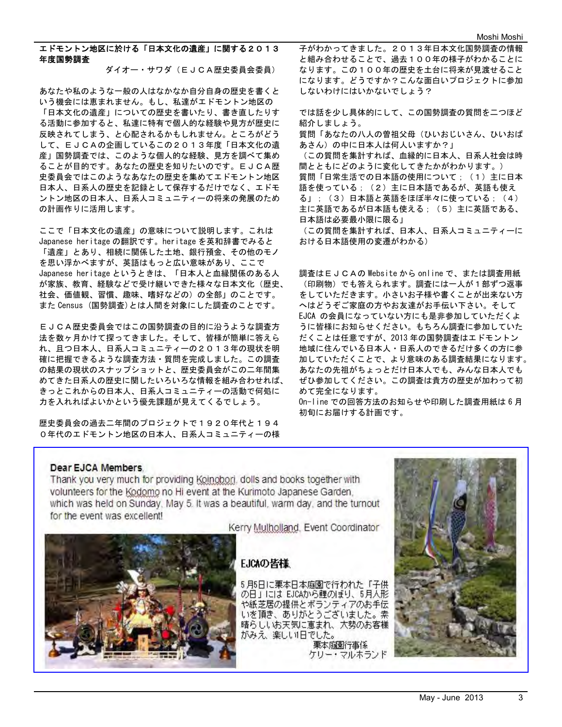## エドモントン地区に於ける「日本文化の遺産」に関する２０１３年度国勢調査

ダイオー・サワダ（ＥＪＣＡ歴史委員会委員）

あなたや私のような一般の人はなかなか自分自身の歴史を書くという機会には恵まれません。もし、私達がエドモントン地区の「日本文化の遺産」についての歴史を書いたり、書き直したりする活動に参加すると、私達に特有で個人的な経験や見方が歴史に反映されてしまう、と心配されるかもしれません。ところがどうして、ＥＪＣＡの企画しているこの２０１３年度「日本文化の遺産」国勢調査では、このような個人的な経験、見方を調べて集めることが目的です。あなたの歴史を知りたいのです。ＥＪＣＡ歴史委員会ではこのようなあなたの歴史を集めてエドモントン地区日本人、日系人の歴史を記録として保存するだけでなく、エドモントン地区の日本人、日系人コミュニティーの将来の発展のための計画作りに活用します。

ここで「日本文化の遺産」の意味について説明します。これは Japanese heritage の翻訳です。heritage を英和辞書でみると「遺産」とあり、相続に関係した土地、銀行預金、その他のモノを思い浮かべますが、英語はもっと広い意味があり、ここで Japanese heritage というときは、「日本人と血縁関係のある人が家族、教育、経験などで受け継いできた様々な日本文化（歴史、社会、価値観、習慣、趣味、嗜好などの）の全部」のことです。また Census（国勢調査)とは人間を対象にした調査のことです。

ＥＪＣＡ歴史委員会ではこの国勢調査の目的に沿うような調査方法を数ヶ月かけて探ってきました。そして、皆様が簡単に答えられ、且つ日本人、日系人コミュニティーの２０１３年の現状を明確に把握できるような調査方法・質問を完成しました。この調査の結果の現状のスナップショットと、歴史委員会がこの二年間集めてきた日系人の歴史に関したいろいろな情報を組み合わせれば、きっとこれからの日本人、日系人コミュニティーの活動で何処に力を入れればよいかという優先課題が見えてくるでしょう。

歴史委員会の過去二年間のプロジェクトで１９２０年代と１９４０年代のエドモントン地区の日本人、日系人コミュニティーの様子がわかってきました。２０１３年日本文化国勢調査の情報と組み合わせることで、過去１００年の様子がわかることになります。この１００年の歴史を土台に将来が見渡せることになります。どうですか？こんな面白いプロジェクトに参加しないわけにはいかないでしょう？

では話を少し具体的にして、この国勢調査の質問を二つほど紹介しましょう。

質問「あなたの八人の曽祖父母（ひいおじいさん、ひいおばあさん）の中に日本人は何人いますか？」

（この質問を集計すれば、血縁的に日本人、日系人社会は時間とともにどのように変化してきたかがわかります。）

質問「日常生活での日本語の使用について；（１）主に日本語を使っている；（２）主に日本語であるが、英語も使える」；（３）日本語と英語をほぼ半々に使っている；（４）主に英語であるが日本語も使える；（５）主に英語である、日本語は必要最小限に限る」

（この質問を集計すれば、日本人、日系人コミュニティーにおける日本語使用の変遷がわかる）

調査はＥＪＣＡの Website から online で、または調査用紙（印刷物）でも答えられます。調査には一人が１部ずつ返事をしていただきます。小さいお子様や書くことが出来ない方へはどうぞご家庭の方やお友達がお手伝い下さい。そして EJCA の会員になっていない方にも是非参加していただくように皆様にお知らせください。もちろん調査に参加していただくことは任意ですが、2013 年の国勢調査はエドモントン地域に住んでいる日本人・日系人のできるだけ多くの方に参加していただくことで、より意味のある調査結果になります。あなたの先祖がちょっとだけ日本人でも、みんな日本人でもぜひ参加してください。この調査は貴方の歴史が加わって初めて完全になります。

On-line での回答方法のお知らせや印刷した調査用紙は 6 月初旬にお届けする計画です。

---

**Dear EJCA Members,**

Thank you very much for providing Koinobori, dolls and books together with volunteers for the Kodomo no Hi event at the Kurimoto Japanese Garden, which was held on Sunday, May 5. It was a beautiful, warm day, and the turnout for the event was excellent!

Kerry Mulholland, Event Coordinator

**EJCAの皆様、**

5月5日に栗本日本庭園で行われた「子供の日」には EJCAから鯉のぼり、5月人形や紙芝居の提供とボランティアのお手伝いを頂き、ありがとうございました。素晴らしいお天気に恵まれ、大勢のお客様がみえ、楽しい1日でした。

栗本庭園行事係
ケリー・マルホランド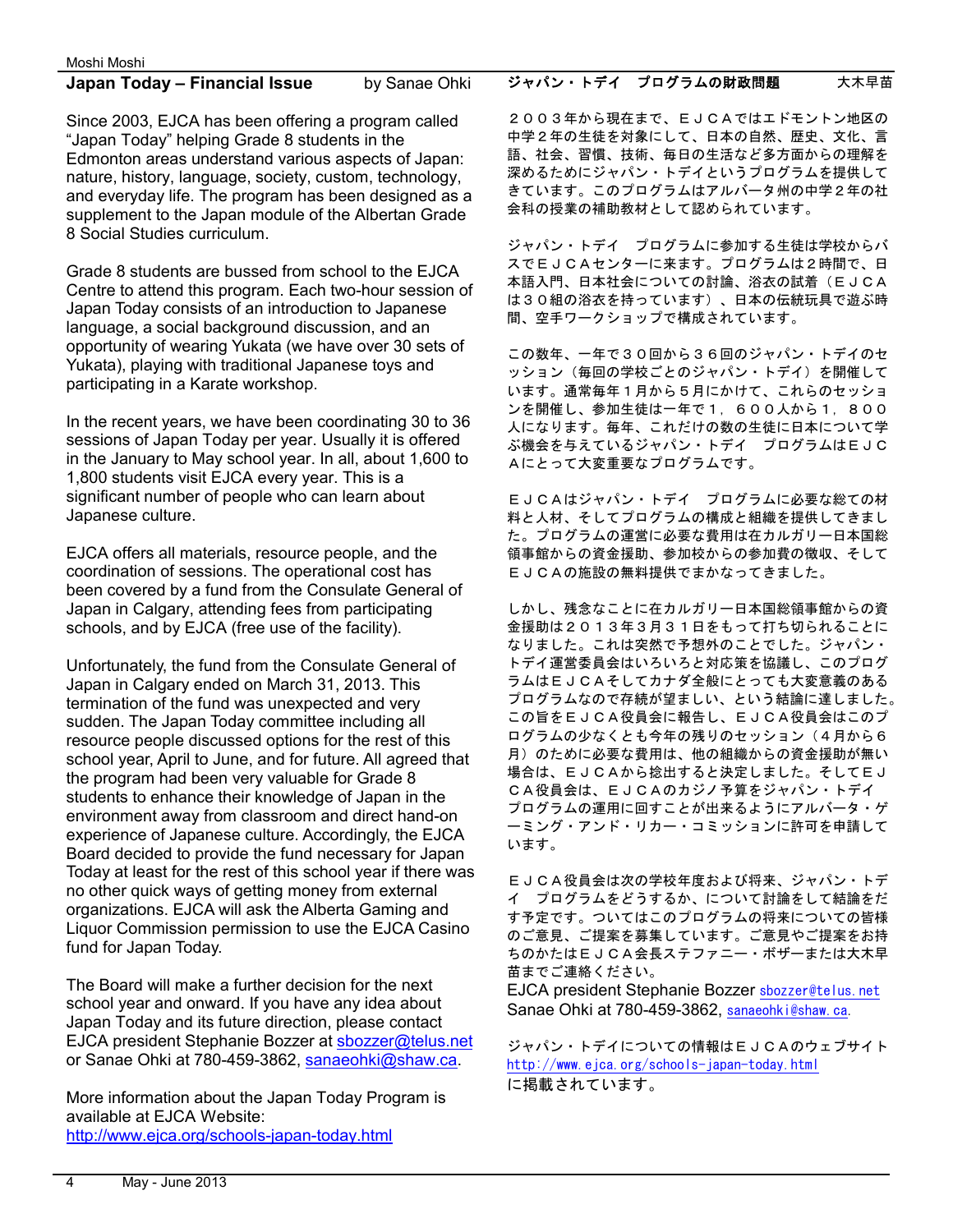## Japan Today – Financial Issue

by Sanae Ohki

Since 2003, EJCA has been offering a program called "Japan Today" helping Grade 8 students in the Edmonton areas understand various aspects of Japan: nature, history, language, society, custom, technology, and everyday life. The program has been designed as a supplement to the Japan module of the Albertan Grade 8 Social Studies curriculum.

Grade 8 students are bussed from school to the EJCA Centre to attend this program. Each two-hour session of Japan Today consists of an introduction to Japanese language, a social background discussion, and an opportunity of wearing Yukata (we have over 30 sets of Yukata), playing with traditional Japanese toys and participating in a Karate workshop.

In the recent years, we have been coordinating 30 to 36 sessions of Japan Today per year. Usually it is offered in the January to May school year. In all, about 1,600 to 1,800 students visit EJCA every year. This is a significant number of people who can learn about Japanese culture.

EJCA offers all materials, resource people, and the coordination of sessions. The operational cost has been covered by a fund from the Consulate General of Japan in Calgary, attending fees from participating schools, and by EJCA (free use of the facility).

Unfortunately, the fund from the Consulate General of Japan in Calgary ended on March 31, 2013. This termination of the fund was unexpected and very sudden. The Japan Today committee including all resource people discussed options for the rest of this school year, April to June, and for future. All agreed that the program had been very valuable for Grade 8 students to enhance their knowledge of Japan in the environment away from classroom and direct hand-on experience of Japanese culture. Accordingly, the EJCA Board decided to provide the fund necessary for Japan Today at least for the rest of this school year if there was no other quick ways of getting money from external organizations. EJCA will ask the Alberta Gaming and Liquor Commission permission to use the EJCA Casino fund for Japan Today.

The Board will make a further decision for the next school year and onward. If you have any idea about Japan Today and its future direction, please contact EJCA president Stephanie Bozzer at sbozzer@telus.net or Sanae Ohki at 780-459-3862, sanaeohki@shaw.ca.

More information about the Japan Today Program is available at EJCA Website: http://www.ejca.org/schools-japan-today.html

## ジャパン・トデイ　プログラムの財政問題

大木早苗

２００３年から現在まで、ＥＪＣＡではエドモントン地区の中学２年の生徒を対象にして、日本の自然、歴史、文化、言語、社会、習慣、技術、毎日の生活など多方面からの理解を深めるためにジャパン・トデイというプログラムを提供してきています。このプログラムはアルバータ州の中学２年の社会科の授業の補助教材として認められています。

ジャパン・トデイ　プログラムに参加する生徒は学校からバスでＥＪＣＡセンターに来ます。プログラムは２時間で、日本語入門、日本社会についての討論、浴衣の試着（ＥＪＣＡは３０組の浴衣を持っています）、日本の伝統玩具で遊ぶ時間、空手ワークショップで構成されています。

この数年、一年で３０回から３６回のジャパン・トデイのセッション（毎回の学校ごとのジャパン・トデイ）を開催しています。通常毎年１月から５月にかけて、これらのセッションを開催し、参加生徒は一年で１，６００人から１，８００人になります。毎年、これだけの数の生徒に日本について学ぶ機会を与えているジャパン・トデイ　プログラムはＥＪＣＡにとって大変重要なプログラムです。

ＥＪＣＡはジャパン・トデイ　プログラムに必要な総ての材料と人材、そしてプログラムの構成と組織を提供してきました。プログラムの運営に必要な費用は在カルガリー日本国総領事館からの資金援助、参加校からの参加費の徴収、そしてＥＪＣＡの施設の無料提供でまかなってきました。

しかし、残念なことに在カルガリー日本国総領事館からの資金援助は２０１３年３月３１日をもって打ち切られることになりました。これは突然で予想外のことでした。ジャパン・トデイ運営委員会はいろいろと対応策を協議し、このプログラムはＥＪＣＡそしてカナダ全般にとっても大変意義のあるプログラムなので存続が望ましい、という結論に達しました。この旨をＥＪＣＡ役員会に報告し、ＥＪＣＡ役員会はこのプログラムの少なくとも今年の残りのセッション（４月から６月）のために必要な費用は、他の組織からの資金援助が無い場合は、ＥＪＣＡから捻出すると決定しました。そしてＥＪＣＡ役員会は、ＥＪＣＡのカジノ予算をジャパン・トデイプログラムの運用に回すことが出来るようにアルバータ・ゲーミング・アンド・リカー・コミッションに許可を申請しています。

ＥＪＣＡ役員会は次の学校年度および将来、ジャパン・トデイ　プログラムをどうするか、について討論をして結論をだす予定です。ついてはこのプログラムの将来についての皆様のご意見、ご提案を募集しています。ご意見やご提案をお持ちのかたはＥＪＣＡ会長ステファニー・ボザーまたは大木早苗までご連絡ください。

EJCA president Stephanie Bozzer sbozzer@telus.net
Sanae Ohki at 780-459-3862, sanaeohki@shaw.ca.

ジャパン・トデイについての情報はＥＪＣＡのウェブサイト http://www.ejca.org/schools-japan-today.html に掲載されています。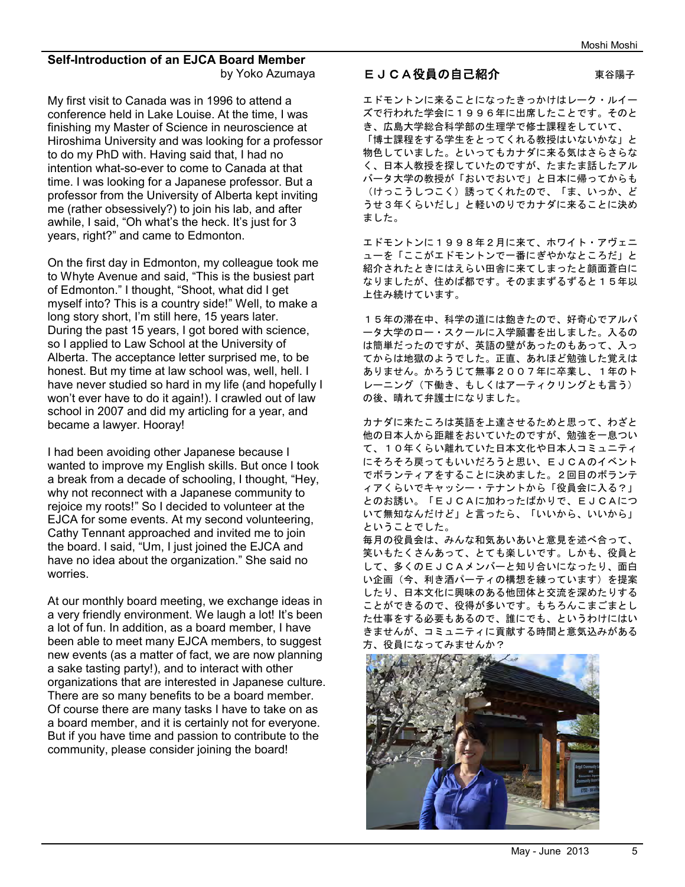## Self-Introduction of an EJCA Board Member

by Yoko Azumaya

My first visit to Canada was in 1996 to attend a conference held in Lake Louise. At the time, I was finishing my Master of Science in neuroscience at Hiroshima University and was looking for a professor to do my PhD with. Having said that, I had no intention what-so-ever to come to Canada at that time. I was looking for a Japanese professor. But a professor from the University of Alberta kept inviting me (rather obsessively?) to join his lab, and after awhile, I said, "Oh what's the heck. It's just for 3 years, right?" and came to Edmonton.

On the first day in Edmonton, my colleague took me to Whyte Avenue and said, "This is the busiest part of Edmonton." I thought, "Shoot, what did I get myself into? This is a country side!" Well, to make a long story short, I'm still here, 15 years later. During the past 15 years, I got bored with science, so I applied to Law School at the University of Alberta. The acceptance letter surprised me, to be honest. But my time at law school was, well, hell. I have never studied so hard in my life (and hopefully I won't ever have to do it again!). I crawled out of law school in 2007 and did my articling for a year, and became a lawyer. Hooray!

I had been avoiding other Japanese because I wanted to improve my English skills. But once I took a break from a decade of schooling, I thought, "Hey, why not reconnect with a Japanese community to rejoice my roots!" So I decided to volunteer at the EJCA for some events. At my second volunteering, Cathy Tennant approached and invited me to join the board. I said, "Um, I just joined the EJCA and have no idea about the organization." She said no worries.

At our monthly board meeting, we exchange ideas in a very friendly environment. We laugh a lot! It's been a lot of fun. In addition, as a board member, I have been able to meet many EJCA members, to suggest new events (as a matter of fact, we are now planning a sake tasting party!), and to interact with other organizations that are interested in Japanese culture. There are so many benefits to be a board member. Of course there are many tasks I have to take on as a board member, and it is certainly not for everyone. But if you have time and passion to contribute to the community, please consider joining the board!

## ＥＪＣＡ役員の自己紹介

東谷陽子

エドモントンに来ることになったきっかけはレーク・ルイーズで行われた学会に１９９６年に出席したことです。そのとき、広島大学総合科学部の生理学で修士課程をしていて、「博士課程をする学生をとってくれる教授はいないかな」と物色していました。といってもカナダに来る気はさらさらなく、日本人教授を探していたのですが、たまたま話したアルバータ大学の教授が「おいでおいで」と日本に帰ってからも（けっこうしつこく）誘ってくれたので、「ま、いっか、どうせ３年くらいだし」と軽いのりでカナダに来ることに決めました。

エドモントンに１９９８年２月に来て、ホワイト・アヴェニューを「ここがエドモントンで一番にぎやかなところだ」と紹介されたときにはえらい田舎に来てしまったと顔面蒼白になりましたが、住めば都です。そのままずるずると１５年以上住み続けています。

１５年の滞在中、科学の道には飽きたので、好奇心でアルバータ大学のロー・スクールに入学願書を出しました。入るのは簡単だったのですが、英語の壁があったのもあって、入ってからは地獄のようでした。正直、あれほど勉強した覚えはありません。かろうじて無事２００７年に卒業し、１年のトレーニング（下働き、もしくはアーティクリングとも言う）の後、晴れて弁護士になりました。

カナダに来たころは英語を上達させるためと思って、わざと他の日本人から距離をおいていたのですが、勉強を一息ついて、１０年くらい離れていた日本文化や日本人コミュニティにそろそろ戻ってもいいだろうと思い、ＥＪＣＡのイベントでボランティアをすることに決めました。２回目のボランティアくらいでキャッシー・テナントから「役員会に入る？」とのお誘い。「ＥＪＣＡに加わったばかりで、ＥＪＣＡについて無知なんだけど」と言ったら、「いいから、いいから」ということでした。

毎月の役員会は、みんな和気あいあいと意見を述べ合って、笑いもたくさんあって、とても楽しいです。しかも、役員として、多くのＥＪＣＡメンバーと知り合いになったり、面白い企画（今、利き酒パーティの構想を練っています）を提案したり、日本文化に興味のある他団体と交流を深めたりすることができるので、役得が多いです。もちろんこまごまとした仕事をする必要もあるので、誰にでも、というわけにはいきませんが、コミュニティに貢献する時間と意気込みがある方、役員になってみませんか？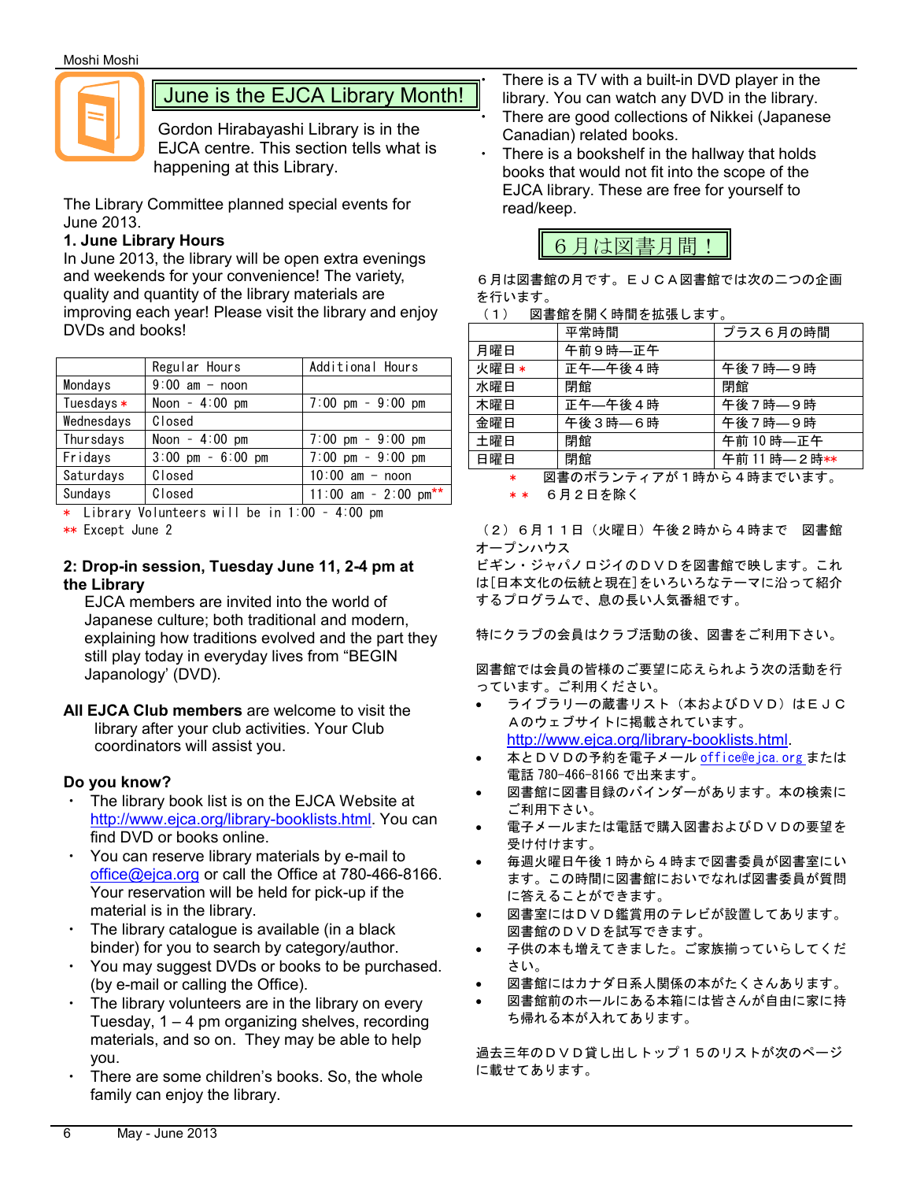# June is the EJCA Library Month!

Gordon Hirabayashi Library is in the EJCA centre. This section tells what is happening at this Library.

The Library Committee planned special events for June 2013.

**1. June Library Hours**

In June 2013, the library will be open extra evenings and weekends for your convenience! The variety, quality and quantity of the library materials are improving each year! Please visit the library and enjoy DVDs and books!

| | Regular Hours | Additional Hours |
|---|---|---|
| Mondays | 9:00 am - noon | |
| Tuesdays * | Noon - 4:00 pm | 7:00 pm - 9:00 pm |
| Wednesdays | Closed | |
| Thursdays | Noon - 4:00 pm | 7:00 pm - 9:00 pm |
| Fridays | 3:00 pm - 6:00 pm | 7:00 pm - 9:00 pm |
| Saturdays | Closed | 10:00 am - noon |
| Sundays | Closed | 11:00 am - 2:00 pm** |

\* Library Volunteers will be in 1:00 - 4:00 pm

** Except June 2

**2: Drop-in session, Tuesday June 11, 2-4 pm at the Library**

EJCA members are invited into the world of Japanese culture; both traditional and modern, explaining how traditions evolved and the part they still play today in everyday lives from “BEGIN Japanology’ (DVD).

**All EJCA Club members** are welcome to visit the library after your club activities. Your Club coordinators will assist you.

**Do you know?**

- The library book list is on the EJCA Website at http://www.ejca.org/library-booklists.html. You can find DVD or books online.
- You can reserve library materials by e-mail to office@ejca.org or call the Office at 780-466-8166. Your reservation will be held for pick-up if the material is in the library.
- The library catalogue is available (in a black binder) for you to search by category/author.
- You may suggest DVDs or books to be purchased. (by e-mail or calling the Office).
- The library volunteers are in the library on every Tuesday, 1 – 4 pm organizing shelves, recording materials, and so on. They may be able to help you.
- There are some children’s books. So, the whole family can enjoy the library.
- There is a TV with a built-in DVD player in the library. You can watch any DVD in the library.
- There are good collections of Nikkei (Japanese Canadian) related books.
- There is a bookshelf in the hallway that holds books that would not fit into the scope of the EJCA library. These are free for yourself to read/keep.

# ６月は図書月間！

６月は図書館の月です。ＥＪＣＡ図書館では次の二つの企画を行います。

（１）　図書館を開く時間を拡張します。

| | 平常時間 | プラス６月の時間 |
|---|---|---|
| 月曜日 | 午前９時—正午 | |
| 火曜日 * | 正午—午後４時 | 午後７時—９時 |
| 水曜日 | 閉館 | 閉館 |
| 木曜日 | 正午—午後４時 | 午後７時—９時 |
| 金曜日 | 午後３時—６時 | 午後７時—９時 |
| 土曜日 | 閉館 | 午前 10 時—正午 |
| 日曜日 | 閉館 | 午前 11 時—２時** |

\*　図書のボランティアが１時から４時までいます。

\*\*　６月２日を除く

（２）６月１１日（火曜日）午後２時から４時まで　図書館オープンハウス

ビギン・ジャパノロジィのＤＶＤを図書館で映します。これは[日本文化の伝統と現在]をいろいろなテーマに沿って紹介するプログラムで、息の長い人気番組です。

特にクラブの会員はクラブ活動の後、図書をご利用下さい。

図書館では会員の皆様のご要望に応えられよう次の活動を行っています。ご利用ください。

- ライブラリーの蔵書リスト（本およびＤＶＤ）はＥＪＣＡのウェブサイトに掲載されています。http://www.ejca.org/library-booklists.html.
- 本とＤＶＤの予約を電子メール office@ejca.org または電話 780-466-8166 で出来ます。
- 図書館に図書目録のバインダーがあります。本の検索にご利用下さい。
- 電子メールまたは電話で購入図書およびＤＶＤの要望を受け付けます。
- 毎週火曜日午後１時から４時まで図書委員が図書室にいます。この時間に図書館においでなれば図書委員が質問に答えることができます。
- 図書室にはＤＶＤ鑑賞用のテレビが設置してあります。図書館のＤＶＤを試写できます。
- 子供の本も増えてきました。ご家族揃っていらしてください。
- 図書館にはカナダ日系人関係の本がたくさんあります。
- 図書館前のホールにある本箱には皆さんが自由に家に持ち帰れる本が入れてあります。

過去三年のＤＶＤ貸し出しトップ１５のリストが次のページに載せてあります。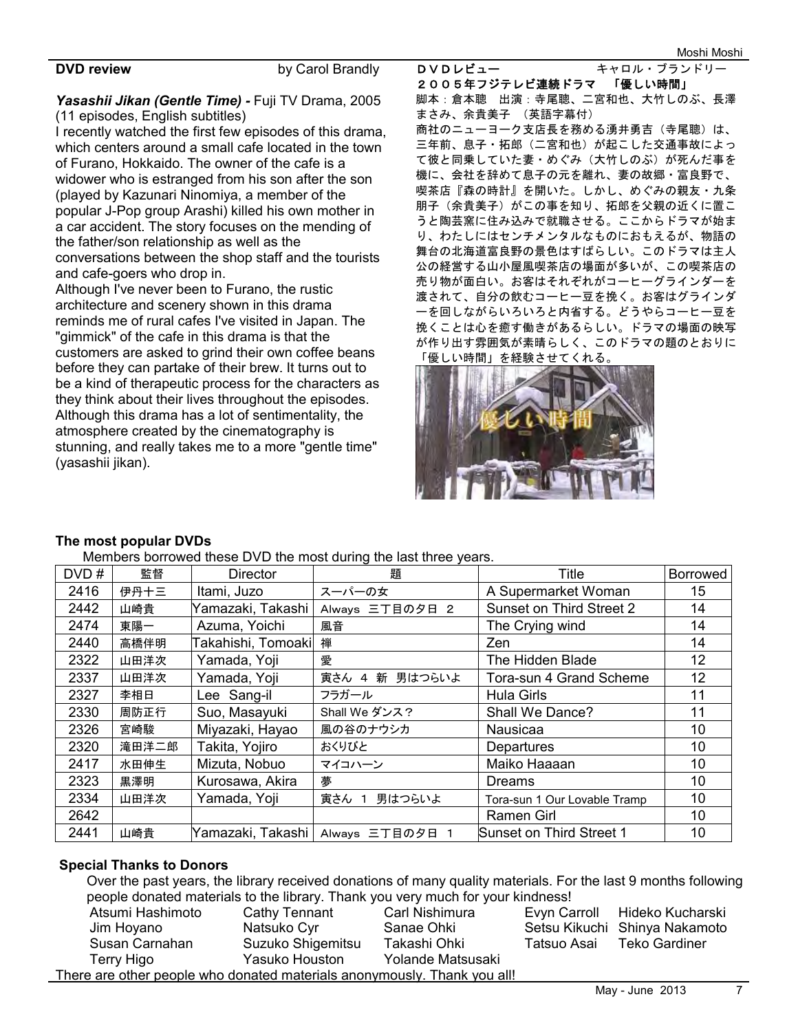## DVD review

by Carol Brandly

***Yasashii Jikan (Gentle Time) -*** Fuji TV Drama, 2005 (11 episodes, English subtitles)

I recently watched the first few episodes of this drama, which centers around a small cafe located in the town of Furano, Hokkaido. The owner of the cafe is a widower who is estranged from his son after the son (played by Kazunari Ninomiya, a member of the popular J-Pop group Arashi) killed his own mother in a car accident. The story focuses on the mending of the father/son relationship as well as the conversations between the shop staff and the tourists and cafe-goers who drop in.

Although I've never been to Furano, the rustic architecture and scenery shown in this drama reminds me of rural cafes I've visited in Japan. The "gimmick" of the cafe in this drama is that the customers are asked to grind their own coffee beans before they can partake of their brew. It turns out to be a kind of therapeutic process for the characters as they think about their lives throughout the episodes. Although this drama has a lot of sentimentality, the atmosphere created by the cinematography is stunning, and really takes me to a more "gentle time" (yasashii jikan).

## ＤＶＤレビュー

キャロル・ブランドリー

**２００５年フジテレビ連続ドラマ　「優しい時間」**

脚本：倉本聰　出演：寺尾聰、二宮和也、大竹しのぶ、長澤まさみ、余貴美子　（英語字幕付）

商社のニューヨーク支店長を務める湧井勇吉（寺尾聰）は、三年前、息子・拓郎（二宮和也）が起こした交通事故によって彼と同乗していた妻・めぐみ（大竹しのぶ）が死んだ事を機に、会社を辞めて息子の元を離れ、妻の故郷・富良野で、喫茶店『森の時計』を開いた。しかし、めぐみの親友・九条朋子（余貴美子）がこの事を知り、拓郎を父親の近くに置こうと陶芸窯に住み込みで就職させる。ここからドラマが始まり、わたしにはセンチメンタルなものにおもえるが、物語の舞台の北海道富良野の景色はすばらしい。このドラマは主人公の経営する山小屋風喫茶店の場面が多いが、この喫茶店の売り物が面白い。お客はそれぞれがコーヒーグラインダーを渡されて、自分の飲むコーヒー豆を挽く。お客はグラインダーを回しながらいろいろと内省する。どうやらコーヒー豆を挽くことは心を癒す働きがあるらしい。ドラマの場面の映写が作り出す雰囲気が素晴らしく、このドラマの題のとおりに「優しい時間」を経験させてくれる。

## The most popular DVDs

Members borrowed these DVD the most during the last three years.

| DVD # | 監督 | Director | 題 | Title | Borrowed |
|---|---|---|---|---|---|
| 2416 | 伊丹十三 | Itami, Juzo | スーパーの女 | A Supermarket Woman | 15 |
| 2442 | 山崎貴 | Yamazaki, Takashi | Always 三丁目の夕日 2 | Sunset on Third Street 2 | 14 |
| 2474 | 東陽一 | Azuma, Yoichi | 風音 | The Crying wind | 14 |
| 2440 | 高橋伴明 | Takahishi, Tomoaki | 禅 | Zen | 14 |
| 2322 | 山田洋次 | Yamada, Yoji | 愛 | The Hidden Blade | 12 |
| 2337 | 山田洋次 | Yamada, Yoji | 寅さん 4 新 男はつらいよ | Tora-sun 4 Grand Scheme | 12 |
| 2327 | 李相日 | Lee Sang-il | フラガール | Hula Girls | 11 |
| 2330 | 周防正行 | Suo, Masayuki | Shall We ダンス? | Shall We Dance? | 11 |
| 2326 | 宮崎駿 | Miyazaki, Hayao | 風の谷のナウシカ | Nausicaa | 10 |
| 2320 | 滝田洋二郎 | Takita, Yojiro | おくりびと | Departures | 10 |
| 2417 | 水田伸生 | Mizuta, Nobuo | マイコハーン | Maiko Haaaan | 10 |
| 2323 | 黒澤明 | Kurosawa, Akira | 夢 | Dreams | 10 |
| 2334 | 山田洋次 | Yamada, Yoji | 寅さん 1 男はつらいよ | Tora-sun 1 Our Lovable Tramp | 10 |
| 2642 | | | | Ramen Girl | 10 |
| 2441 | 山崎貴 | Yamazaki, Takashi | Always 三丁目の夕日 1 | Sunset on Third Street 1 | 10 |

## Special Thanks to Donors

Over the past years, the library received donations of many quality materials. For the last 9 months following people donated materials to the library. Thank you very much for your kindness!

Atsumi Hashimoto, Cathy Tennant, Carl Nishimura, Evyn Carroll, Hideko Kucharski, Jim Hoyano, Natsuko Cyr, Sanae Ohki, Setsu Kikuchi, Shinya Nakamoto, Susan Carnahan, Suzuko Shigemitsu, Takashi Ohki, Tatsuo Asai, Teko Gardiner, Terry Higo, Yasuko Houston, Yolande Matsusaki

There are other people who donated materials anonymously. Thank you all!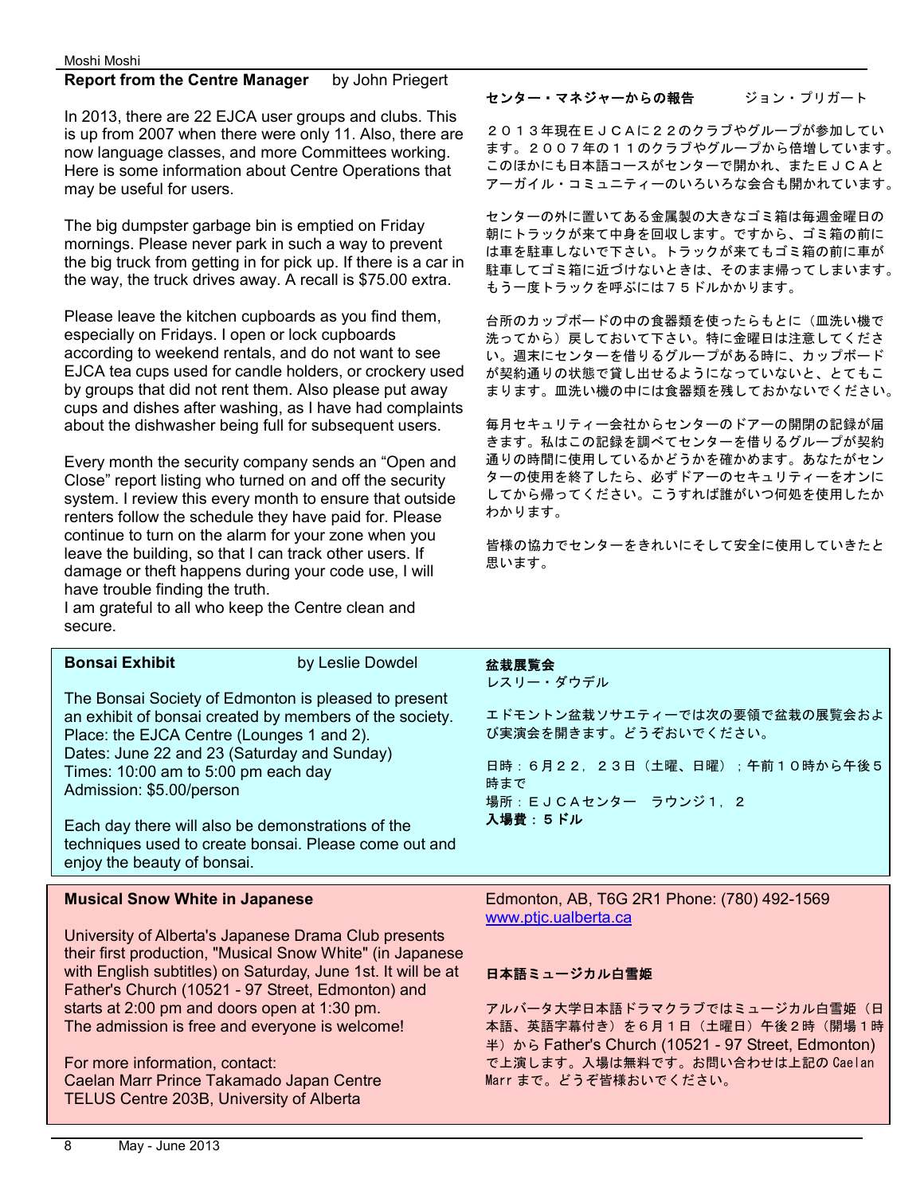## Report from the Centre Manager

by John Priegert

In 2013, there are 22 EJCA user groups and clubs. This is up from 2007 when there were only 11. Also, there are now language classes, and more Committees working. Here is some information about Centre Operations that may be useful for users.

The big dumpster garbage bin is emptied on Friday mornings. Please never park in such a way to prevent the big truck from getting in for pick up. If there is a car in the way, the truck drives away. A recall is $75.00 extra.

Please leave the kitchen cupboards as you find them, especially on Fridays. I open or lock cupboards according to weekend rentals, and do not want to see EJCA tea cups used for candle holders, or crockery used by groups that did not rent them. Also please put away cups and dishes after washing, as I have had complaints about the dishwasher being full for subsequent users.

Every month the security company sends an “Open and Close” report listing who turned on and off the security system. I review this every month to ensure that outside renters follow the schedule they have paid for. Please continue to turn on the alarm for your zone when you leave the building, so that I can track other users. If damage or theft happens during your code use, I will have trouble finding the truth.
I am grateful to all who keep the Centre clean and secure.

## センター・マネジャーからの報告

ジョン・プリガート

２０１３年現在ＥＪＣＡに２２のクラブやグループが参加しています。２００７年の１１のクラブやグループから倍増しています。このほかにも日本語コースがセンターで開かれ、またＥＪＣＡとアーガイル・コミュニティーのいろいろな会合も開かれています。

センターの外に置いてある金属製の大きなゴミ箱は毎週金曜日の朝にトラックが来て中身を回収します。ですから、ゴミ箱の前には車を駐車しないで下さい。トラックが来てもゴミ箱の前に車が駐車してゴミ箱に近づけないときは、そのまま帰ってしまいます。もう一度トラックを呼ぶには７５ドルかかります。

台所のカップボードの中の食器類を使ったらもとに（皿洗い機で洗ってから）戻しておいて下さい。特に金曜日は注意してください。週末にセンターを借りるグループがある時に、カップボードが契約通りの状態で貸し出せるようになっていないと、とてもこまります。皿洗い機の中には食器類を残しておかないでください。

毎月セキュリティー会社からセンターのドアーの開閉の記録が届きます。私はこの記録を調べてセンターを借りるグループが契約通りの時間に使用しているかどうかを確かめます。あなたがセンターの使用を終了したら、必ずドアーのセキュリティーをオンにしてから帰ってください。こうすれば誰がいつ何処を使用したかわかります。

皆様の協力でセンターをきれいにそして安全に使用していきたと思います。

## Bonsai Exhibit

by Leslie Dowdel

The Bonsai Society of Edmonton is pleased to present an exhibit of bonsai created by members of the society.
Place: the EJCA Centre (Lounges 1 and 2).
Dates: June 22 and 23 (Saturday and Sunday)
Times: 10:00 am to 5:00 pm each day
Admission: $5.00/person

Each day there will also be demonstrations of the techniques used to create bonsai. Please come out and enjoy the beauty of bonsai.

## 盆栽展覧会

レスリー・ダウデル

エドモントン盆栽ソサエティーでは次の要領で盆栽の展覧会および実演会を開きます。どうぞおいでください。

日時：６月２２，２３日（土曜、日曜）；午前１０時から午後５時まで
場所：ＥＪＣＡセンター　ラウンジ１，２
**入場費：５ドル**

## Musical Snow White in Japanese

University of Alberta's Japanese Drama Club presents their first production, "Musical Snow White" (in Japanese with English subtitles) on Saturday, June 1st. It will be at Father's Church (10521 - 97 Street, Edmonton) and starts at 2:00 pm and doors open at 1:30 pm.
The admission is free and everyone is welcome!

For more information, contact:
Caelan Marr Prince Takamado Japan Centre
TELUS Centre 203B, University of Alberta
Edmonton, AB, T6G 2R1 Phone: (780) 492-1569
www.ptjc.ualberta.ca

## 日本語ミュージカル白雪姫

アルバータ大学日本語ドラマクラブではミュージカル白雪姫（日本語、英語字幕付き）を６月１日（土曜日）午後２時（開場１時半）から Father's Church (10521 - 97 Street, Edmonton) で上演します。入場は無料です。お問い合わせは上記の Caelan Marr まで。どうぞ皆様おいでください。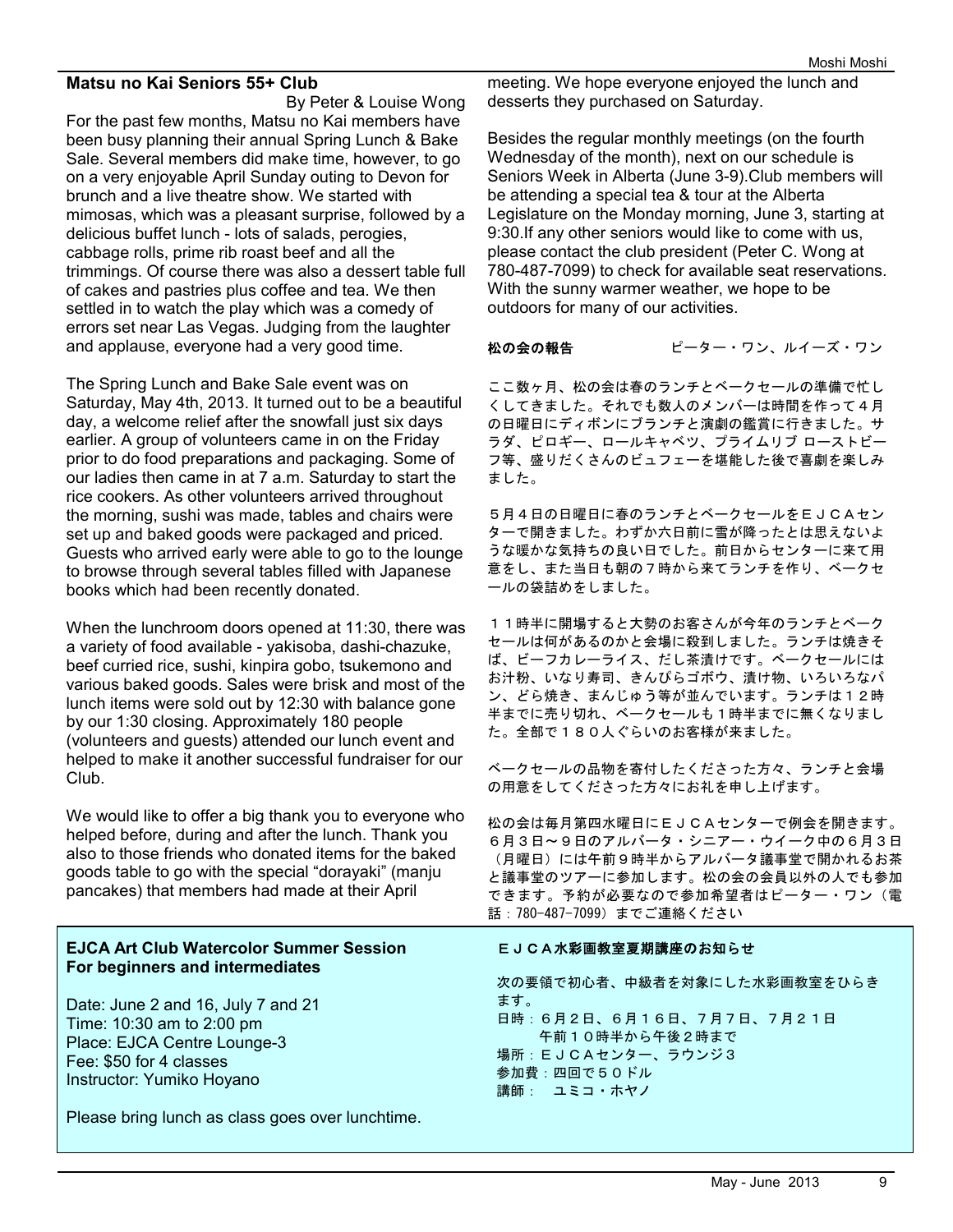## Matsu no Kai Seniors 55+ Club

By Peter & Louise Wong

For the past few months, Matsu no Kai members have been busy planning their annual Spring Lunch & Bake Sale. Several members did make time, however, to go on a very enjoyable April Sunday outing to Devon for brunch and a live theatre show. We started with mimosas, which was a pleasant surprise, followed by a delicious buffet lunch - lots of salads, perogies, cabbage rolls, prime rib roast beef and all the trimmings. Of course there was also a dessert table full of cakes and pastries plus coffee and tea. We then settled in to watch the play which was a comedy of errors set near Las Vegas. Judging from the laughter and applause, everyone had a very good time.

The Spring Lunch and Bake Sale event was on Saturday, May 4th, 2013. It turned out to be a beautiful day, a welcome relief after the snowfall just six days earlier. A group of volunteers came in on the Friday prior to do food preparations and packaging. Some of our ladies then came in at 7 a.m. Saturday to start the rice cookers. As other volunteers arrived throughout the morning, sushi was made, tables and chairs were set up and baked goods were packaged and priced. Guests who arrived early were able to go to the lounge to browse through several tables filled with Japanese books which had been recently donated.

When the lunchroom doors opened at 11:30, there was a variety of food available - yakisoba, dashi-chazuke, beef curried rice, sushi, kinpira gobo, tsukemono and various baked goods. Sales were brisk and most of the lunch items were sold out by 12:30 with balance gone by our 1:30 closing. Approximately 180 people (volunteers and guests) attended our lunch event and helped to make it another successful fundraiser for our Club.

We would like to offer a big thank you to everyone who helped before, during and after the lunch. Thank you also to those friends who donated items for the baked goods table to go with the special "dorayaki" (manju pancakes) that members had made at their April meeting. We hope everyone enjoyed the lunch and desserts they purchased on Saturday.

Besides the regular monthly meetings (on the fourth Wednesday of the month), next on our schedule is Seniors Week in Alberta (June 3-9).Club members will be attending a special tea & tour at the Alberta Legislature on the Monday morning, June 3, starting at 9:30.If any other seniors would like to come with us, please contact the club president (Peter C. Wong at 780-487-7099) to check for available seat reservations. With the sunny warmer weather, we hope to be outdoors for many of our activities.

## 松の会の報告

ピーター・ワン、ルイーズ・ワン

ここ数ヶ月、松の会は春のランチとベークセールの準備で忙しくしてきました。それでも数人のメンバーは時間を作って４月の日曜日にディボンにブランチと演劇の鑑賞に行きました。サラダ、ピロギー、ロールキャベツ、プライムリブ ローストビーフ等、盛りだくさんのビュフェーを堪能した後で喜劇を楽しみました。

５月４日の日曜日に春のランチとベークセールをＥＪＣＡセンターで開きました。わずか六日前に雪が降ったとは思えないような暖かな気持ちの良い日でした。前日からセンターに来て用意をし、また当日も朝の７時から来てランチを作り、ベークセールの袋詰めをしました。

１１時半に開場すると大勢のお客さんが今年のランチとベークセールは何があるのかと会場に殺到しました。ランチは焼きそば、ビーフカレーライス、だし茶漬けです。ベークセールにはお汁粉、いなり寿司、きんぴらゴボウ、漬け物、いろいろなパン、どら焼き、まんじゅう等が並んでいます。ランチは１２時半までに売り切れ、ベークセールも１時半までに無くなりました。全部で１８０人ぐらいのお客様が来ました。

ベークセールの品物を寄付したくださった方々、ランチと会場の用意をしてくださった方々にお礼を申し上げます。

松の会は毎月第四水曜日にＥＪＣＡセンターで例会を開きます。６月３日～９日のアルバータ・シニアー・ウイーク中の６月３日（月曜日）には午前９時半からアルバータ議事堂で開かれるお茶と議事堂のツアーに参加します。松の会の会員以外の人でも参加できます。予約が必要なので参加希望者はピーター・ワン（電話：780-487-7099）までご連絡ください

---

## EJCA Art Club Watercolor Summer Session For beginners and intermediates

Date: June 2 and 16, July 7 and 21
Time: 10:30 am to 2:00 pm
Place: EJCA Centre Lounge-3
Fee: $50 for 4 classes
Instructor: Yumiko Hoyano

Please bring lunch as class goes over lunchtime.

## ＥＪＣＡ水彩画教室夏期講座のお知らせ

次の要領で初心者、中級者を対象にした水彩画教室をひらきます。
日時：６月２日、６月１６日、７月７日、７月２１日
午前１０時半から午後２時まで
場所：ＥＪＣＡセンター、ラウンジ３
参加費：四回で５０ドル
講師：　ユミコ・ホヤノ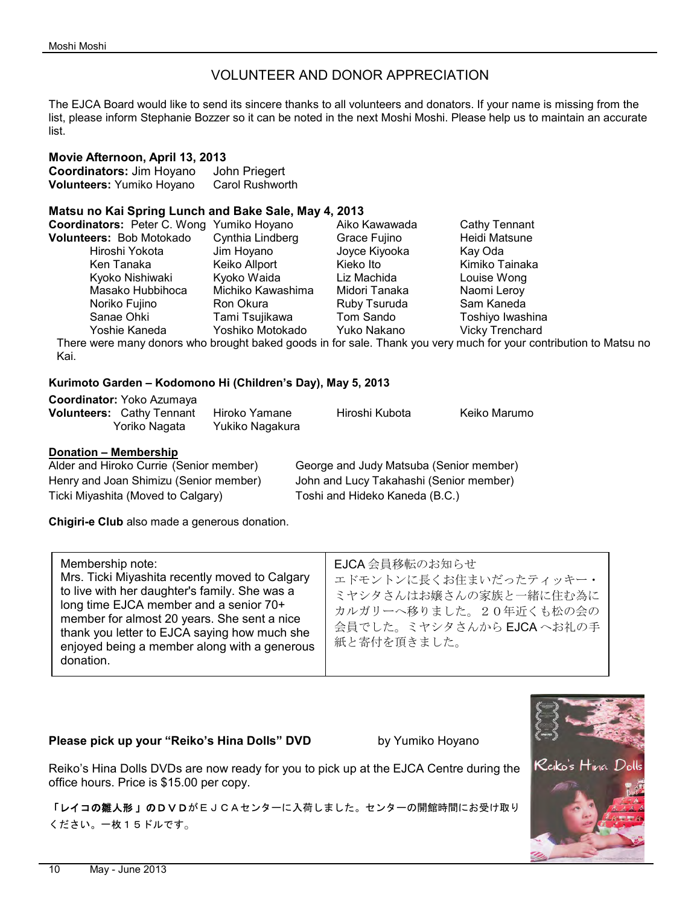# VOLUNTEER AND DONOR APPRECIATION

The EJCA Board would like to send its sincere thanks to all volunteers and donators. If your name is missing from the list, please inform Stephanie Bozzer so it can be noted in the next Moshi Moshi. Please help us to maintain an accurate list.

**Movie Afternoon, April 13, 2013**

**Coordinators:** Jim Hoyano John Priegert
**Volunteers:** Yumiko Hoyano Carol Rushworth

**Matsu no Kai Spring Lunch and Bake Sale, May 4, 2013**

**Coordinators:** Peter C. Wong Yumiko Hoyano Aiko Kawawada Cathy Tennant
**Volunteers:** Bob Motokado Cynthia Lindberg Grace Fujino Heidi Matsune
Hiroshi Yokota Jim Hoyano Joyce Kiyooka Kay Oda
Ken Tanaka Keiko Allport Kieko Ito Kimiko Tainaka
Kyoko Nishiwaki Kyoko Waida Liz Machida Louise Wong
Masako Hubbihoca Michiko Kawashima Midori Tanaka Naomi Leroy
Noriko Fujino Ron Okura Ruby Tsuruda Sam Kaneda
Sanae Ohki Tami Tsujikawa Tom Sando Toshiyo Iwashina
Yoshie Kaneda Yoshiko Motokado Yuko Nakano Vicky Trenchard

There were many donors who brought baked goods in for sale. Thank you very much for your contribution to Matsu no Kai.

**Kurimoto Garden – Kodomono Hi (Children's Day), May 5, 2013**

**Coordinator:** Yoko Azumaya
**Volunteers:** Cathy Tennant Hiroko Yamane Hiroshi Kubota Keiko Marumo
Yoriko Nagata Yukiko Nagakura

**Donation – Membership**

Alder and Hiroko Currie (Senior member)
George and Judy Matsuba (Senior member)
Henry and Joan Shimizu (Senior member)
John and Lucy Takahashi (Senior member)
Ticki Miyashita (Moved to Calgary)
Toshi and Hideko Kaneda (B.C.)

**Chigiri-e Club** also made a generous donation.

| Membership note: Mrs. Ticki Miyashita recently moved to Calgary to live with her daughter's family. She was a long time EJCA member and a senior 70+ member for almost 20 years. She sent a nice thank you letter to EJCA saying how much she enjoyed being a member along with a generous donation. | EJCA 会員移転のお知らせ エドモントンに長くお住まいだったティッキー・ミヤシタさんはお嬢さんの家族と一緒に住む為にカルガリーへ移りました。２０年近くも松の会の会員でした。ミヤシタさんから EJCA へお礼の手紙と寄付を頂きました。 |
|---|---|

**Please pick up your "Reiko's Hina Dolls" DVD** by Yumiko Hoyano

Reiko's Hina Dolls DVDs are now ready for you to pick up at the EJCA Centre during the office hours. Price is $15.00 per copy.

**「レイコの雛人形」のＤＶＤ**がＥＪＣＡセンターに入荷しました。センターの開館時間にお受け取りください。一枚１５ドルです。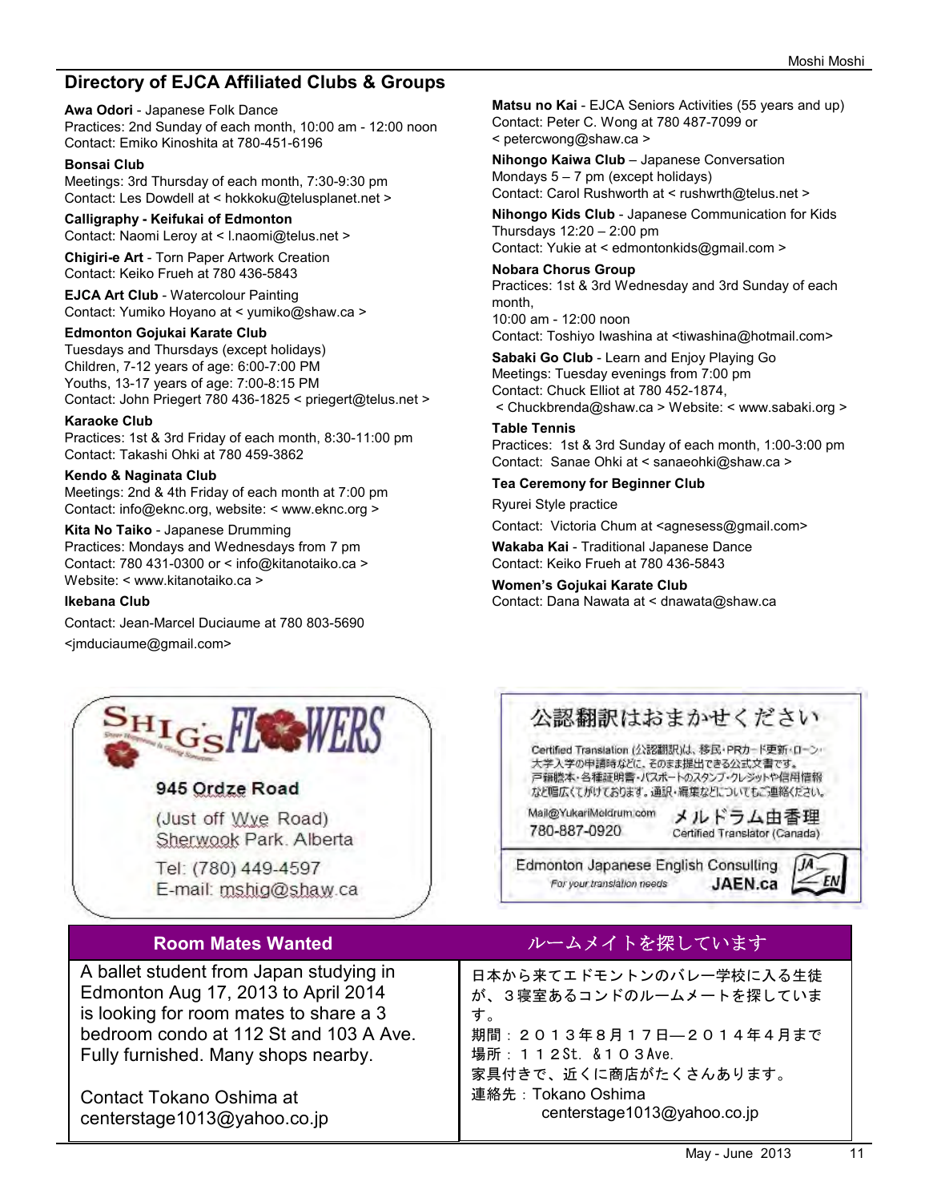## Directory of EJCA Affiliated Clubs & Groups

**Awa Odori** - Japanese Folk Dance
Practices: 2nd Sunday of each month, 10:00 am - 12:00 noon
Contact: Emiko Kinoshita at 780-451-6196

**Bonsai Club**
Meetings: 3rd Thursday of each month, 7:30-9:30 pm
Contact: Les Dowdell at < hokkoku@telusplanet.net >

**Calligraphy - Keifukai of Edmonton**
Contact: Naomi Leroy at < l.naomi@telus.net >

**Chigiri-e Art** - Torn Paper Artwork Creation
Contact: Keiko Frueh at 780 436-5843

**EJCA Art Club** - Watercolour Painting
Contact: Yumiko Hoyano at < yumiko@shaw.ca >

**Edmonton Gojukai Karate Club**
Tuesdays and Thursdays (except holidays)
Children, 7-12 years of age: 6:00-7:00 PM
Youths, 13-17 years of age: 7:00-8:15 PM
Contact: John Priegert 780 436-1825 < priegert@telus.net >

**Karaoke Club**
Practices: 1st & 3rd Friday of each month, 8:30-11:00 pm
Contact: Takashi Ohki at 780 459-3862

**Kendo & Naginata Club**
Meetings: 2nd & 4th Friday of each month at 7:00 pm
Contact: info@eknc.org, website: < www.eknc.org >

**Kita No Taiko** - Japanese Drumming
Practices: Mondays and Wednesdays from 7 pm
Contact: 780 431-0300 or < info@kitanotaiko.ca >
Website: < www.kitanotaiko.ca >

**Ikebana Club**
Contact: Jean-Marcel Duciaume at 780 803-5690
<jmduciaume@gmail.com>

**Matsu no Kai** - EJCA Seniors Activities (55 years and up)
Contact: Peter C. Wong at 780 487-7099 or
< petercwong@shaw.ca >

**Nihongo Kaiwa Club** – Japanese Conversation
Mondays 5 – 7 pm (except holidays)
Contact: Carol Rushworth at < rushwrth@telus.net >

**Nihongo Kids Club** - Japanese Communication for Kids
Thursdays 12:20 – 2:00 pm
Contact: Yukie at < edmontonkids@gmail.com >

**Nobara Chorus Group**
Practices: 1st & 3rd Wednesday and 3rd Sunday of each month,
10:00 am - 12:00 noon
Contact: Toshiyo Iwashina at <tiwashina@hotmail.com>

**Sabaki Go Club** - Learn and Enjoy Playing Go
Meetings: Tuesday evenings from 7:00 pm
Contact: Chuck Elliot at 780 452-1874,
< Chuckbrenda@shaw.ca > Website: < www.sabaki.org >

**Table Tennis**
Practices: 1st & 3rd Sunday of each month, 1:00-3:00 pm
Contact: Sanae Ohki at < sanaeohki@shaw.ca >

**Tea Ceremony for Beginner Club**
Ryurei Style practice
Contact: Victoria Chum at <agnesess@gmail.com>

**Wakaba Kai** - Traditional Japanese Dance
Contact: Keiko Frueh at 780 436-5843

**Women's Gojukai Karate Club**
Contact: Dana Nawata at < dnawata@shaw.ca

---

**SHIG'S FLOWERS**
945 Ordze Road
(Just off Wye Road)
Sherwook Park. Alberta
Tel: (780) 449-4597
E-mail: mshig@shaw.ca

---

**公認翻訳はおまかせください**

Certified Translation (公認翻訳)は、移民・PRカード更新・ローン・大学入学の申請時などに、そのまま提出できる公式文書です。戸籍謄本・各種証明書・パスポートのスタンプ・クレジットや信用情報など幅広くてがけております。通訳・編集などについてもご連絡ください。

Mail@YukariMeldrum.com
780-887-0920
メルドラム由香理
Certified Translator (Canada)

Edmonton Japanese English Consulting
*For your translation needs*
JAEN.ca

---

| Room Mates Wanted | ルームメイトを探しています |
|---|---|
| A ballet student from Japan studying in Edmonton Aug 17, 2013 to April 2014 is looking for room mates to share a 3 bedroom condo at 112 St and 103 A Ave. Fully furnished. Many shops nearby.<br><br>Contact Tokano Oshima at centerstage1013@yahoo.co.jp | 日本から来てエドモントンのバレー学校に入る生徒が、３寝室あるコンドのルームメートを探しています。<br>期間：２０１３年８月１７日―２０１４年４月まで<br>場所：１１２St. &１０３Ave.<br>家具付きで、近くに商店がたくさんあります。<br>連絡先：Tokano Oshima<br>centerstage1013@yahoo.co.jp |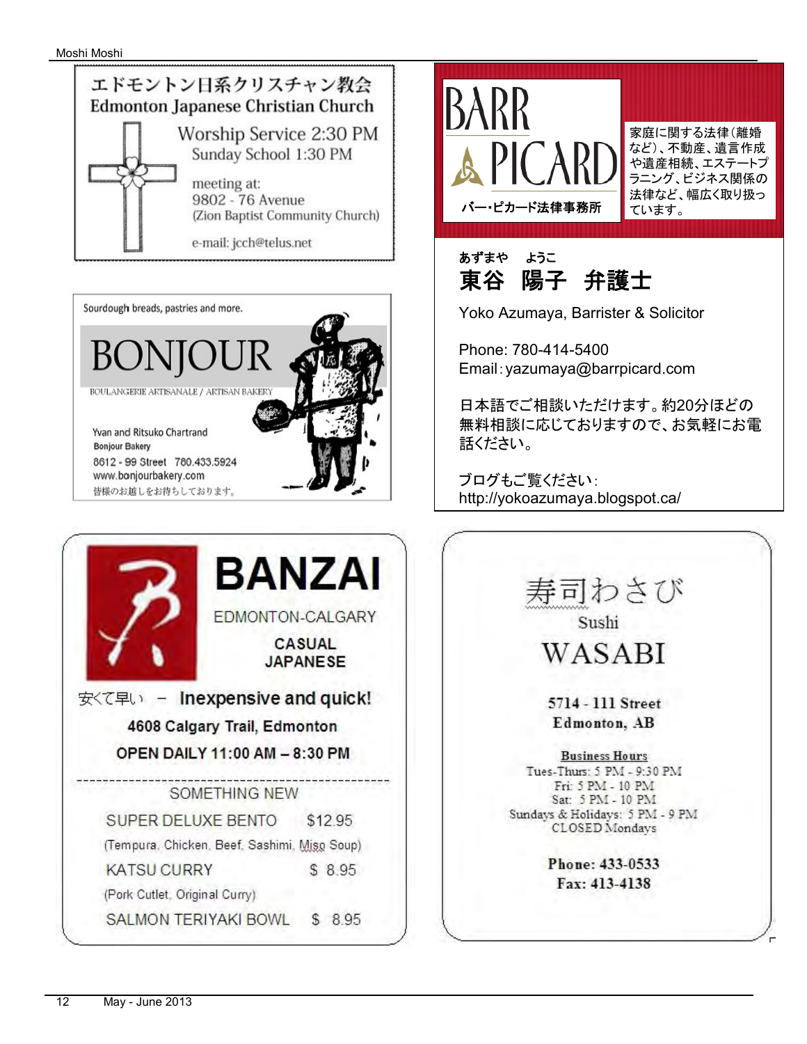## エドモントン日系クリスチャン教会
## Edmonton Japanese Christian Church

Worship Service 2:30 PM
Sunday School 1:30 PM

meeting at:
9802 - 76 Avenue
(Zion Baptist Community Church)

e-mail: jcch@telus.net

---

Sourdough breads, pastries and more.

## BONJOUR

BOULANGERIE ARTISANALE / ARTISAN BAKERY

Yvan and Ritsuko Chartrand
Bonjour Bakery
8612 - 99 Street 780.433.5924
www.bonjourbakery.com
皆様のお越しをお待ちしております。

---

## BARR PICARD

バー・ピカード法律事務所

家庭に関する法律(離婚など)、不動産、遺言作成や遺産相続、エステートプラニング、ビジネス関係の法律など、幅広く取り扱っています。

あずまや　ようこ
**東谷　陽子　弁護士**

Yoko Azumaya, Barrister & Solicitor

Phone: 780-414-5400
Email: yazumaya@barrpicard.com

日本語でご相談いただけます。約20分ほどの無料相談に応じておりますので、お気軽にお電話ください。

ブログもご覧ください:
http://yokoazumaya.blogspot.ca/

---

## BANZAI

EDMONTON-CALGARY

**CASUAL JAPANESE**

安くて早い – **Inexpensive and quick!**

**4608 Calgary Trail, Edmonton**

**OPEN DAILY 11:00 AM – 8:30 PM**

SOMETHING NEW

SUPER DELUXE BENTO $12.95
(Tempura, Chicken, Beef, Sashimi, Miso Soup)

KATSU CURRY $ 8.95
(Pork Cutlet, Original Curry)

SALMON TERIYAKI BOWL $ 8.95

---

## 寿司わさび
Sushi
## WASABI

**5714 - 111 Street**
**Edmonton, AB**

**Business Hours**
Tues-Thurs: 5 PM - 9:30 PM
Fri: 5 PM - 10 PM
Sat: 5 PM - 10 PM
Sundays & Holidays: 5 PM - 9 PM
CLOSED Mondays

**Phone: 433-0533**
**Fax: 413-4138**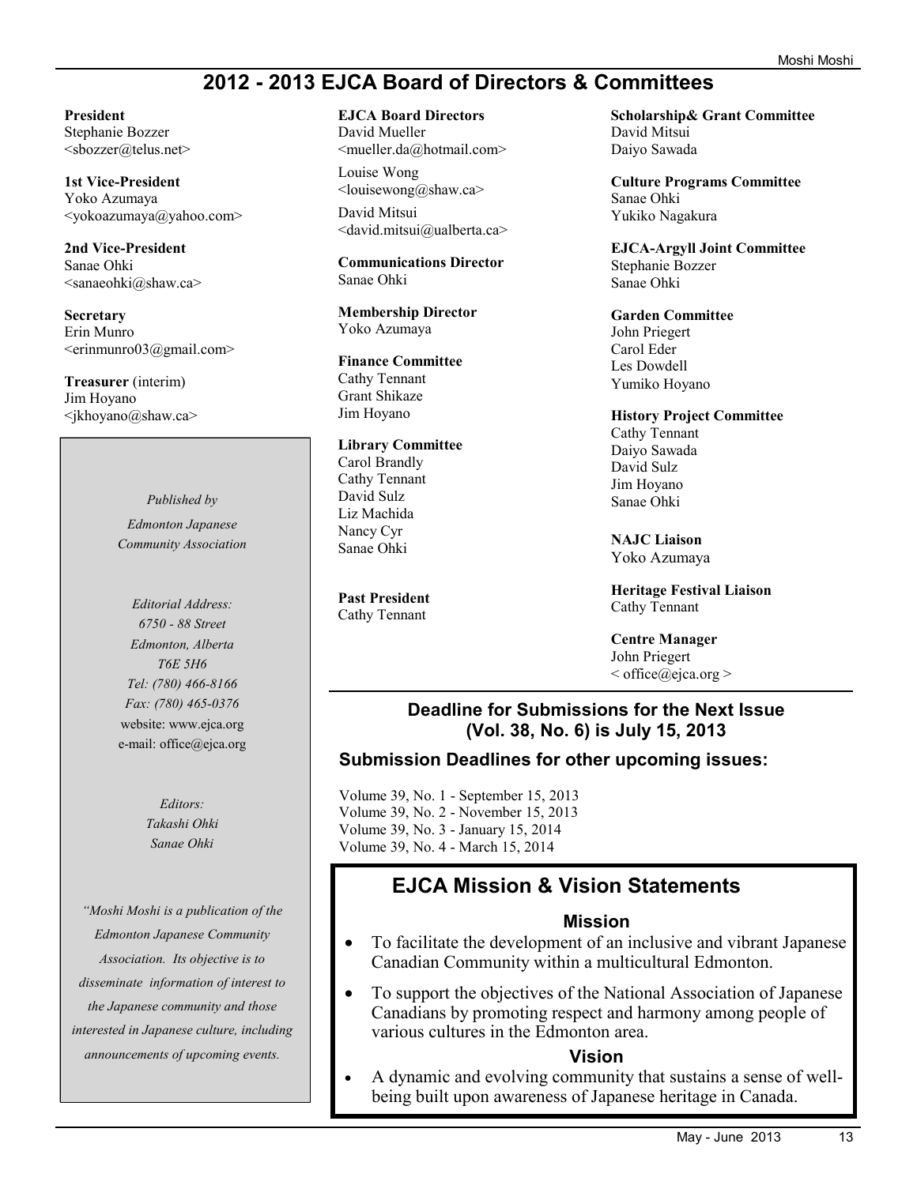# 2012 - 2013 EJCA Board of Directors & Committees

**President**
Stephanie Bozzer
<sbozzer@telus.net>

**1st Vice-President**
Yoko Azumaya
<yokoazumaya@yahoo.com>

**2nd Vice-President**
Sanae Ohki
<sanaeohki@shaw.ca>

**Secretary**
Erin Munro
<erinmunro03@gmail.com>

**Treasurer** (interim)
Jim Hoyano
<jkhoyano@shaw.ca>

*Published by*

*Edmonton Japanese Community Association*

*Editorial Address:*
*6750 - 88 Street*
*Edmonton, Alberta*
*T6E 5H6*
*Tel: (780) 466-8166*
*Fax: (780) 465-0376*
website: www.ejca.org
e-mail: office@ejca.org

*Editors:*
*Takashi Ohki*
*Sanae Ohki*

*"Moshi Moshi is a publication of the Edmonton Japanese Community Association. Its objective is to disseminate information of interest to the Japanese community and those interested in Japanese culture, including announcements of upcoming events.*

**EJCA Board Directors**
David Mueller
<mueller.da@hotmail.com>

Louise Wong
<louisewong@shaw.ca>

David Mitsui
<david.mitsui@ualberta.ca>

**Communications Director**
Sanae Ohki

**Membership Director**
Yoko Azumaya

**Finance Committee**
Cathy Tennant
Grant Shikaze
Jim Hoyano

**Library Committee**
Carol Brandly
Cathy Tennant
David Sulz
Liz Machida
Nancy Cyr
Sanae Ohki

**Past President**
Cathy Tennant

**Scholarship& Grant Committee**
David Mitsui
Daiyo Sawada

**Culture Programs Committee**
Sanae Ohki
Yukiko Nagakura

**EJCA-Argyll Joint Committee**
Stephanie Bozzer
Sanae Ohki

**Garden Committee**
John Priegert
Carol Eder
Les Dowdell
Yumiko Hoyano

**History Project Committee**
Cathy Tennant
Daiyo Sawada
David Sulz
Jim Hoyano
Sanae Ohki

**NAJC Liaison**
Yoko Azumaya

**Heritage Festival Liaison**
Cathy Tennant

**Centre Manager**
John Priegert
< office@ejca.org >

### Deadline for Submissions for the Next Issue (Vol. 38, No. 6) is July 15, 2013

### Submission Deadlines for other upcoming issues:

Volume 39, No. 1 - September 15, 2013
Volume 39, No. 2 - November 15, 2013
Volume 39, No. 3 - January 15, 2014
Volume 39, No. 4 - March 15, 2014

## EJCA Mission & Vision Statements

### Mission

- To facilitate the development of an inclusive and vibrant Japanese Canadian Community within a multicultural Edmonton.
- To support the objectives of the National Association of Japanese Canadians by promoting respect and harmony among people of various cultures in the Edmonton area.

### Vision

- A dynamic and evolving community that sustains a sense of well-being built upon awareness of Japanese heritage in Canada.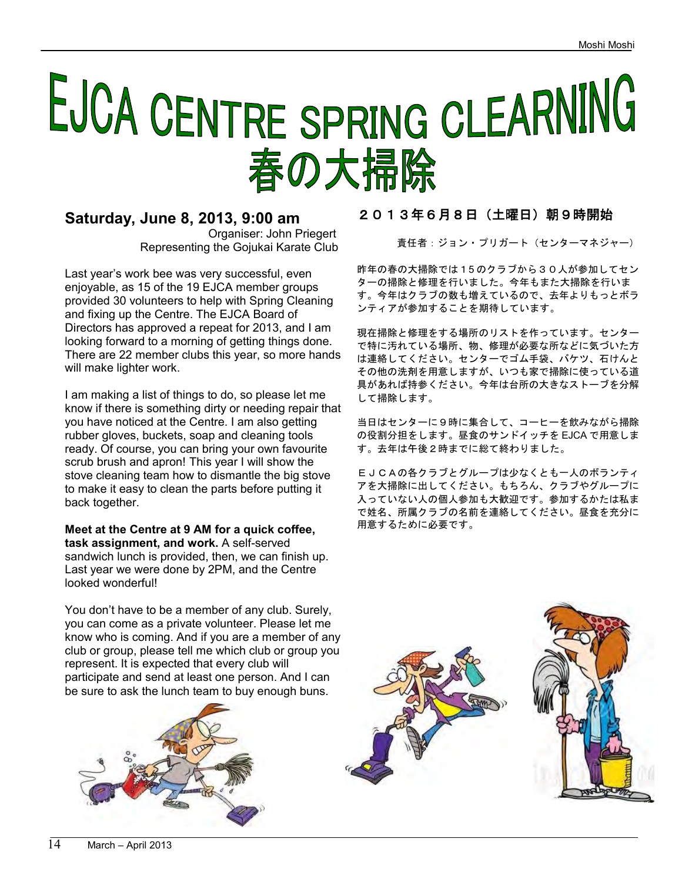# EJCA CENTRE SPRING CLEARNING
# 春の大掃除

## Saturday, June 8, 2013, 9:00 am

Organiser: John Priegert
Representing the Gojukai Karate Club

Last year's work bee was very successful, even enjoyable, as 15 of the 19 EJCA member groups provided 30 volunteers to help with Spring Cleaning and fixing up the Centre. The EJCA Board of Directors has approved a repeat for 2013, and I am looking forward to a morning of getting things done. There are 22 member clubs this year, so more hands will make lighter work.

I am making a list of things to do, so please let me know if there is something dirty or needing repair that you have noticed at the Centre. I am also getting rubber gloves, buckets, soap and cleaning tools ready. Of course, you can bring your own favourite scrub brush and apron! This year I will show the stove cleaning team how to dismantle the big stove to make it easy to clean the parts before putting it back together.

**Meet at the Centre at 9 AM for a quick coffee, task assignment, and work.** A self-served sandwich lunch is provided, then, we can finish up. Last year we were done by 2PM, and the Centre looked wonderful!

You don't have to be a member of any club. Surely, you can come as a private volunteer. Please let me know who is coming. And if you are a member of any club or group, please tell me which club or group you represent. It is expected that every club will participate and send at least one person. And I can be sure to ask the lunch team to buy enough buns.

## ２０１３年６月８日（土曜日）朝９時開始

責任者：ジョン・プリガート（センターマネジャー）

昨年の春の大掃除では１５のクラブから３０人が参加してセンターの掃除と修理を行いました。今年もまた大掃除を行います。今年はクラブの数も増えているので、去年よりもっとボランティアが参加することを期待しています。

現在掃除と修理をする場所のリストを作っています。センターで特に汚れている場所、物、修理が必要な所などに気づいた方は連絡してください。センターでゴム手袋、バケツ、石けんとその他の洗剤を用意しますが、いつも家で掃除に使っている道具があれば持参ください。今年は台所の大きなストーブを分解して掃除します。

当日はセンターに９時に集合して、コーヒーを飲みながら掃除の役割分担をします。昼食のサンドイッチを EJCA で用意します。去年は午後２時までに総て終わりました。

ＥＪＣＡの各クラブとグループは少なくとも一人のボランティアを大掃除に出してください。もちろん、クラブやグループに入っていない人の個人参加も大歓迎です。参加するかたは私まで姓名、所属クラブの名前を連絡してください。昼食を充分に用意するために必要です。